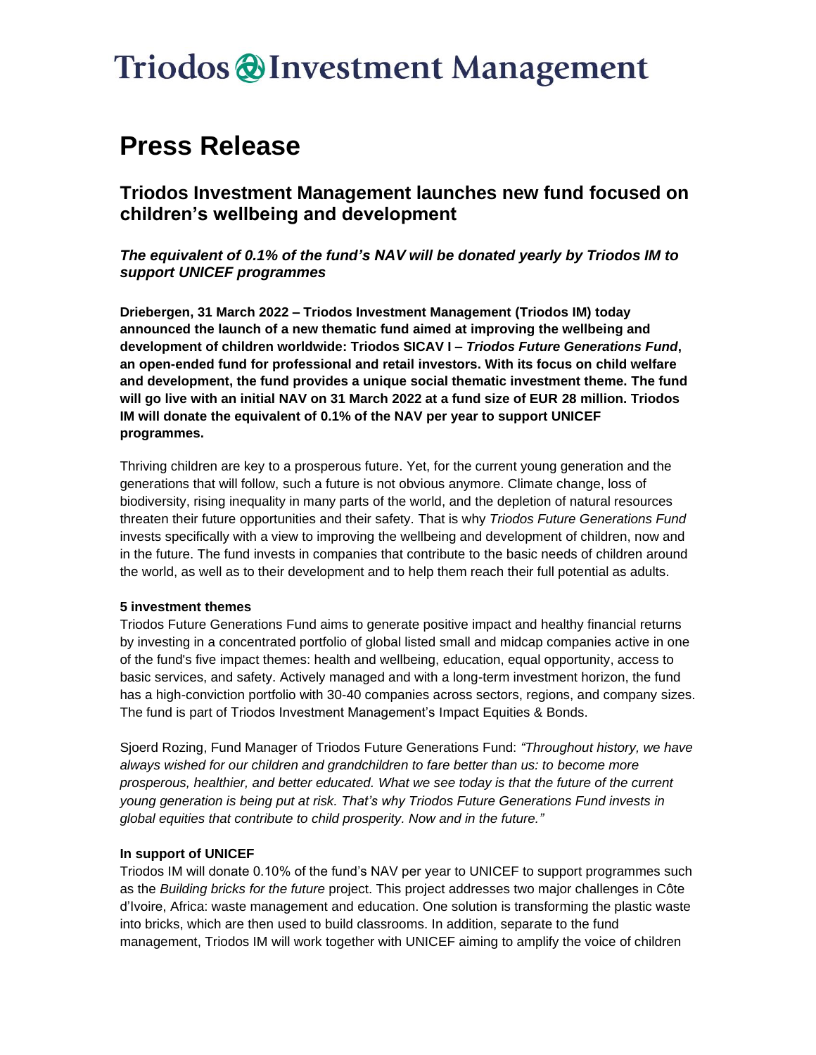# Triodos Investment Management

# Press Release

## Triodos Investment Management launches new fund focused on children's wellbeing and development

### *The equivalent of 0.1% of the fund's NAV will be donated yearly by Triodos IM to support UNICEF programmes*

**Driebergen, 31 March 2022 – Triodos Investment Management (Triodos IM) today announced the launch of a new thematic fund aimed at improving the wellbeing and development of children worldwide: Triodos SICAV I –** ***Triodos Future Generations Fund*****, an open-ended fund for professional and retail investors. With its focus on child welfare and development, the fund provides a unique social thematic investment theme. The fund will go live with an initial NAV on 31 March 2022 at a fund size of EUR 28 million. Triodos IM will donate the equivalent of 0.1% of the NAV per year to support UNICEF programmes.**

Thriving children are key to a prosperous future. Yet, for the current young generation and the generations that will follow, such a future is not obvious anymore. Climate change, loss of biodiversity, rising inequality in many parts of the world, and the depletion of natural resources threaten their future opportunities and their safety. That is why *Triodos Future Generations Fund* invests specifically with a view to improving the wellbeing and development of children, now and in the future. The fund invests in companies that contribute to the basic needs of children around the world, as well as to their development and to help them reach their full potential as adults.

**5 investment themes**

Triodos Future Generations Fund aims to generate positive impact and healthy financial returns by investing in a concentrated portfolio of global listed small and midcap companies active in one of the fund's five impact themes: health and wellbeing, education, equal opportunity, access to basic services, and safety. Actively managed and with a long-term investment horizon, the fund has a high-conviction portfolio with 30-40 companies across sectors, regions, and company sizes. The fund is part of Triodos Investment Management's Impact Equities & Bonds.

Sjoerd Rozing, Fund Manager of Triodos Future Generations Fund: *"Throughout history, we have always wished for our children and grandchildren to fare better than us: to become more prosperous, healthier, and better educated. What we see today is that the future of the current young generation is being put at risk. That's why Triodos Future Generations Fund invests in global equities that contribute to child prosperity. Now and in the future."*

**In support of UNICEF**

Triodos IM will donate 0.10% of the fund's NAV per year to UNICEF to support programmes such as the *Building bricks for the future* project. This project addresses two major challenges in Côte d'Ivoire, Africa: waste management and education. One solution is transforming the plastic waste into bricks, which are then used to build classrooms. In addition, separate to the fund management, Triodos IM will work together with UNICEF aiming to amplify the voice of children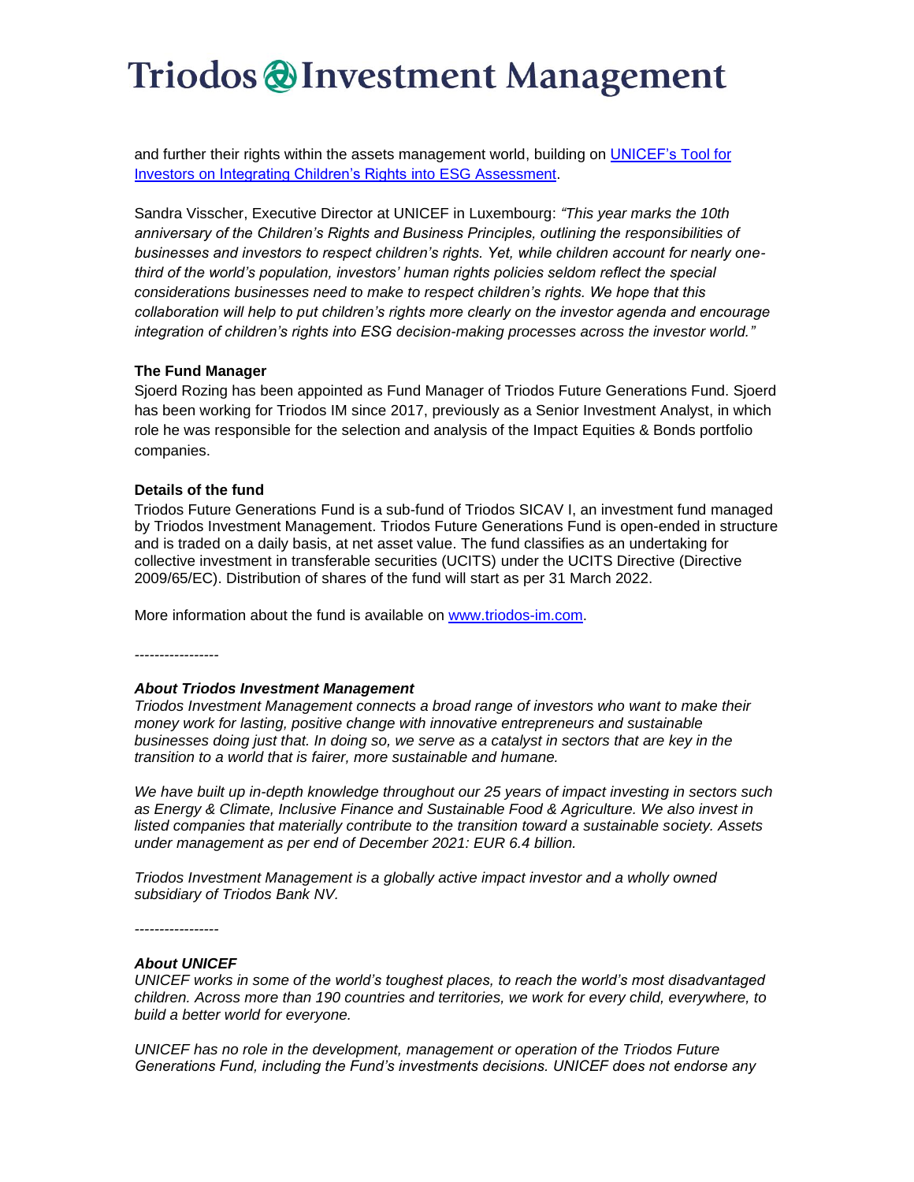and further their rights within the assets management world, building on [UNICEF's Tool for Investors on Integrating Children's Rights into ESG Assessment](#).

Sandra Visscher, Executive Director at UNICEF in Luxembourg: *"This year marks the 10th anniversary of the Children's Rights and Business Principles, outlining the responsibilities of businesses and investors to respect children's rights. Yet, while children account for nearly one-third of the world's population, investors' human rights policies seldom reflect the special considerations businesses need to make to respect children's rights. We hope that this collaboration will help to put children's rights more clearly on the investor agenda and encourage integration of children's rights into ESG decision-making processes across the investor world."*

**The Fund Manager**

Sjoerd Rozing has been appointed as Fund Manager of Triodos Future Generations Fund. Sjoerd has been working for Triodos IM since 2017, previously as a Senior Investment Analyst, in which role he was responsible for the selection and analysis of the Impact Equities & Bonds portfolio companies.

**Details of the fund**

Triodos Future Generations Fund is a sub-fund of Triodos SICAV I, an investment fund managed by Triodos Investment Management. Triodos Future Generations Fund is open-ended in structure and is traded on a daily basis, at net asset value. The fund classifies as an undertaking for collective investment in transferable securities (UCITS) under the UCITS Directive (Directive 2009/65/EC). Distribution of shares of the fund will start as per 31 March 2022.

More information about the fund is available on [www.triodos-im.com](www.triodos-im.com).

-----------------

***About Triodos Investment Management***

*Triodos Investment Management connects a broad range of investors who want to make their money work for lasting, positive change with innovative entrepreneurs and sustainable businesses doing just that. In doing so, we serve as a catalyst in sectors that are key in the transition to a world that is fairer, more sustainable and humane.*

*We have built up in-depth knowledge throughout our 25 years of impact investing in sectors such as Energy & Climate, Inclusive Finance and Sustainable Food & Agriculture. We also invest in listed companies that materially contribute to the transition toward a sustainable society. Assets under management as per end of December 2021: EUR 6.4 billion.*

*Triodos Investment Management is a globally active impact investor and a wholly owned subsidiary of Triodos Bank NV.*

-----------------

***About UNICEF***

*UNICEF works in some of the world's toughest places, to reach the world's most disadvantaged children. Across more than 190 countries and territories, we work for every child, everywhere, to build a better world for everyone.*

*UNICEF has no role in the development, management or operation of the Triodos Future Generations Fund, including the Fund's investments decisions. UNICEF does not endorse any*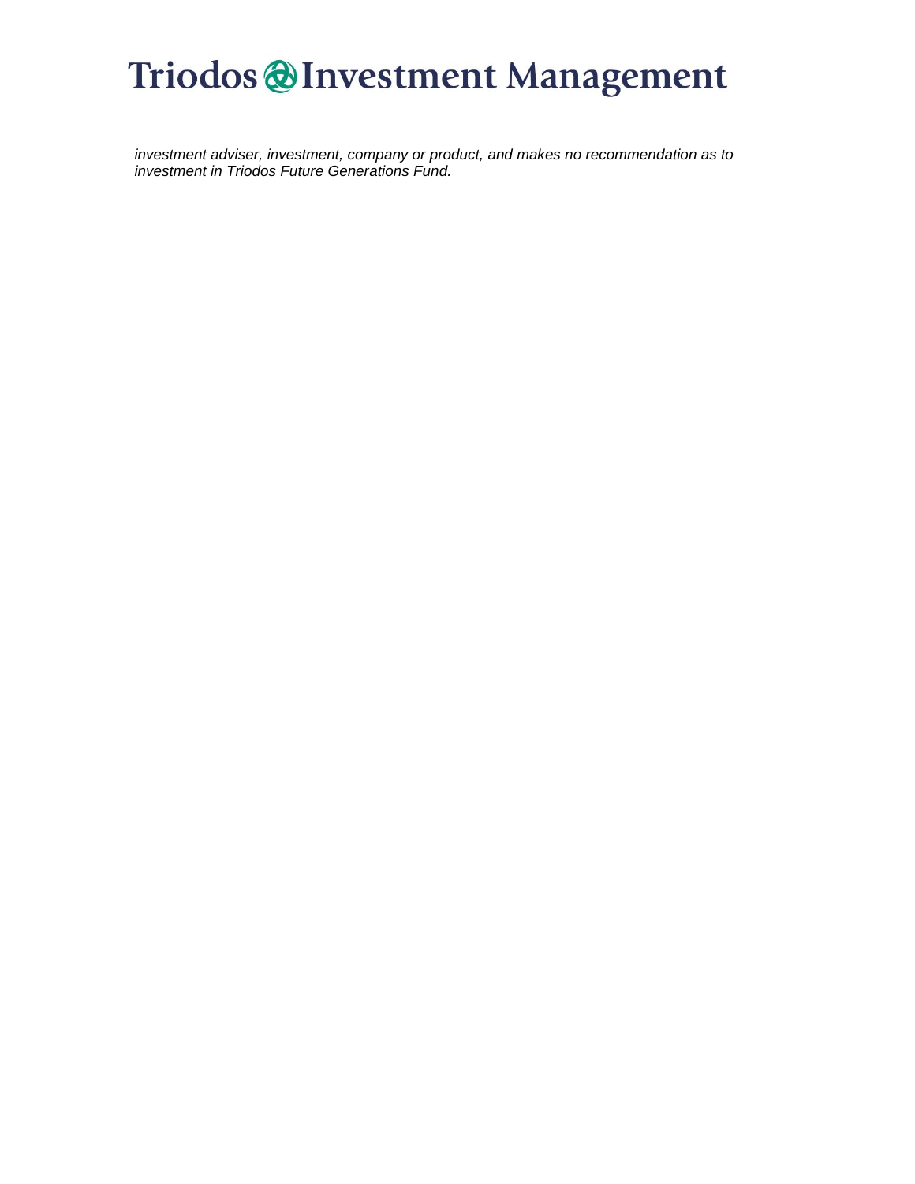*investment adviser, investment, company or product, and makes no recommendation as to investment in Triodos Future Generations Fund.*